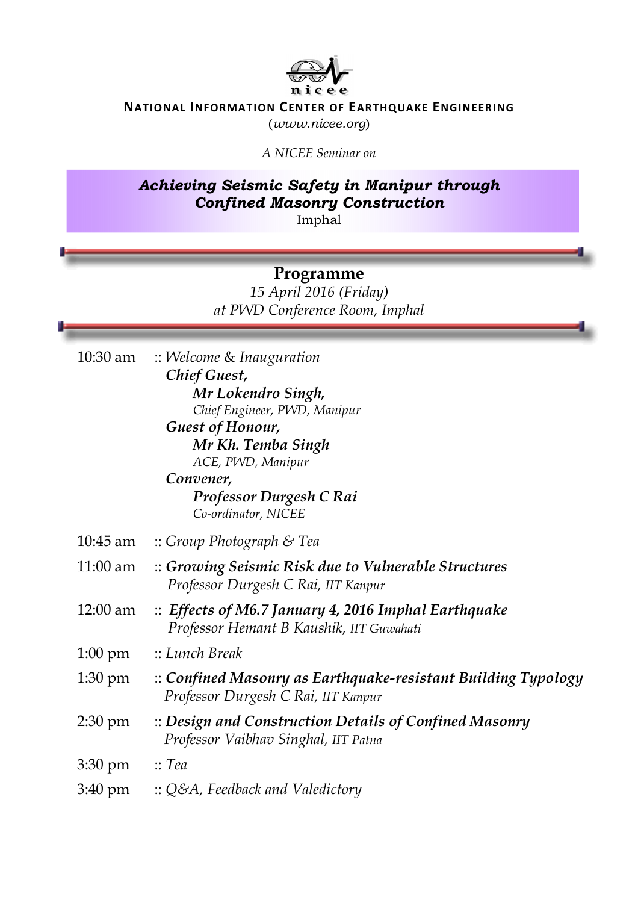nicee

**NATIONAL INFORMATION CENTER OF EARTHQUAKE ENGINEERING**

(*www.nicee.org*)

*A NICEE Seminar on*

# *Achieving Seismic Safety in Manipur through Confined Masonry Construction*

Imphal

## Programme

*15 April 2016 (Friday)*

*at PWD Conference Room, Imphal*

10:30 am :: *Welcome & Inauguration*

***Chief Guest,***

***Mr Lokendro Singh,***

*Chief Engineer, PWD, Manipur*

***Guest of Honour,***

***Mr Kh. Temba Singh***

*ACE, PWD, Manipur*

***Convener,***

***Professor Durgesh C Rai***

*Co-ordinator, NICEE*

10:45 am :: *Group Photograph & Tea*

11:00 am :: ***Growing Seismic Risk due to Vulnerable Structures***

*Professor Durgesh C Rai, IIT Kanpur*

12:00 am :: ***Effects of M6.7 January 4, 2016 Imphal Earthquake***

*Professor Hemant B Kaushik, IIT Guwahati*

1:00 pm :: *Lunch Break*

1:30 pm :: ***Confined Masonry as Earthquake-resistant Building Typology***

*Professor Durgesh C Rai, IIT Kanpur*

2:30 pm :: ***Design and Construction Details of Confined Masonry***

*Professor Vaibhav Singhal, IIT Patna*

3:30 pm :: *Tea*

3:40 pm :: *Q&A, Feedback and Valedictory*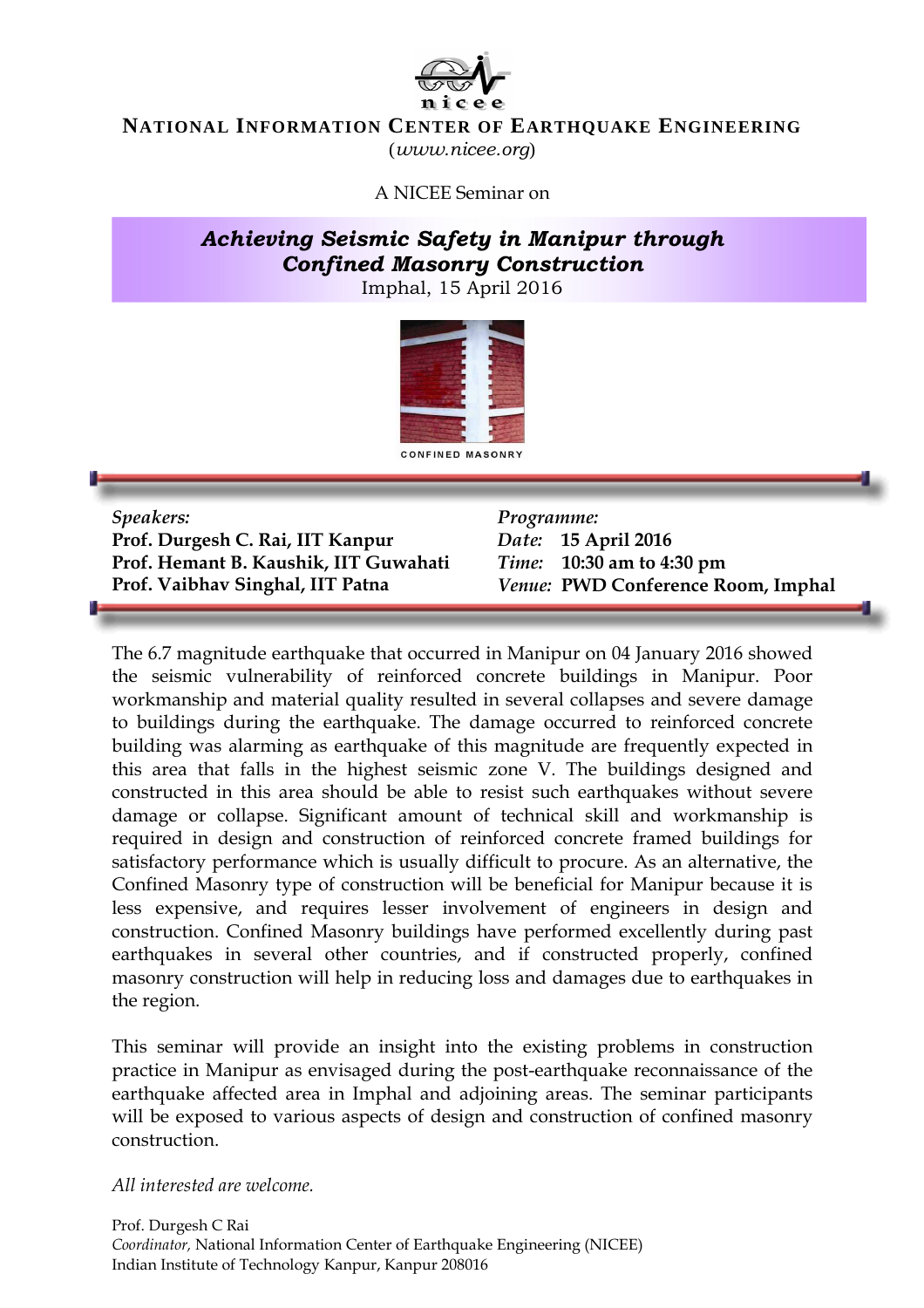**NATIONAL INFORMATION CENTER OF EARTHQUAKE ENGINEERING**
(*www.nicee.org*)

A NICEE Seminar on

# *Achieving Seismic Safety in Manipur through Confined Masonry Construction*

Imphal, 15 April 2016

CONFINED MASONRY

*Speakers:*
**Prof. Durgesh C. Rai, IIT Kanpur**
**Prof. Hemant B. Kaushik, IIT Guwahati**
**Prof. Vaibhav Singhal, IIT Patna**

*Programme:*
*Date:* **15 April 2016**
*Time:* **10:30 am to 4:30 pm**
*Venue:* **PWD Conference Room, Imphal**

The 6.7 magnitude earthquake that occurred in Manipur on 04 January 2016 showed the seismic vulnerability of reinforced concrete buildings in Manipur. Poor workmanship and material quality resulted in several collapses and severe damage to buildings during the earthquake. The damage occurred to reinforced concrete building was alarming as earthquake of this magnitude are frequently expected in this area that falls in the highest seismic zone V. The buildings designed and constructed in this area should be able to resist such earthquakes without severe damage or collapse. Significant amount of technical skill and workmanship is required in design and construction of reinforced concrete framed buildings for satisfactory performance which is usually difficult to procure. As an alternative, the Confined Masonry type of construction will be beneficial for Manipur because it is less expensive, and requires lesser involvement of engineers in design and construction. Confined Masonry buildings have performed excellently during past earthquakes in several other countries, and if constructed properly, confined masonry construction will help in reducing loss and damages due to earthquakes in the region.

This seminar will provide an insight into the existing problems in construction practice in Manipur as envisaged during the post-earthquake reconnaissance of the earthquake affected area in Imphal and adjoining areas. The seminar participants will be exposed to various aspects of design and construction of confined masonry construction.

*All interested are welcome.*

Prof. Durgesh C Rai
*Coordinator,* National Information Center of Earthquake Engineering (NICEE)
Indian Institute of Technology Kanpur, Kanpur 208016